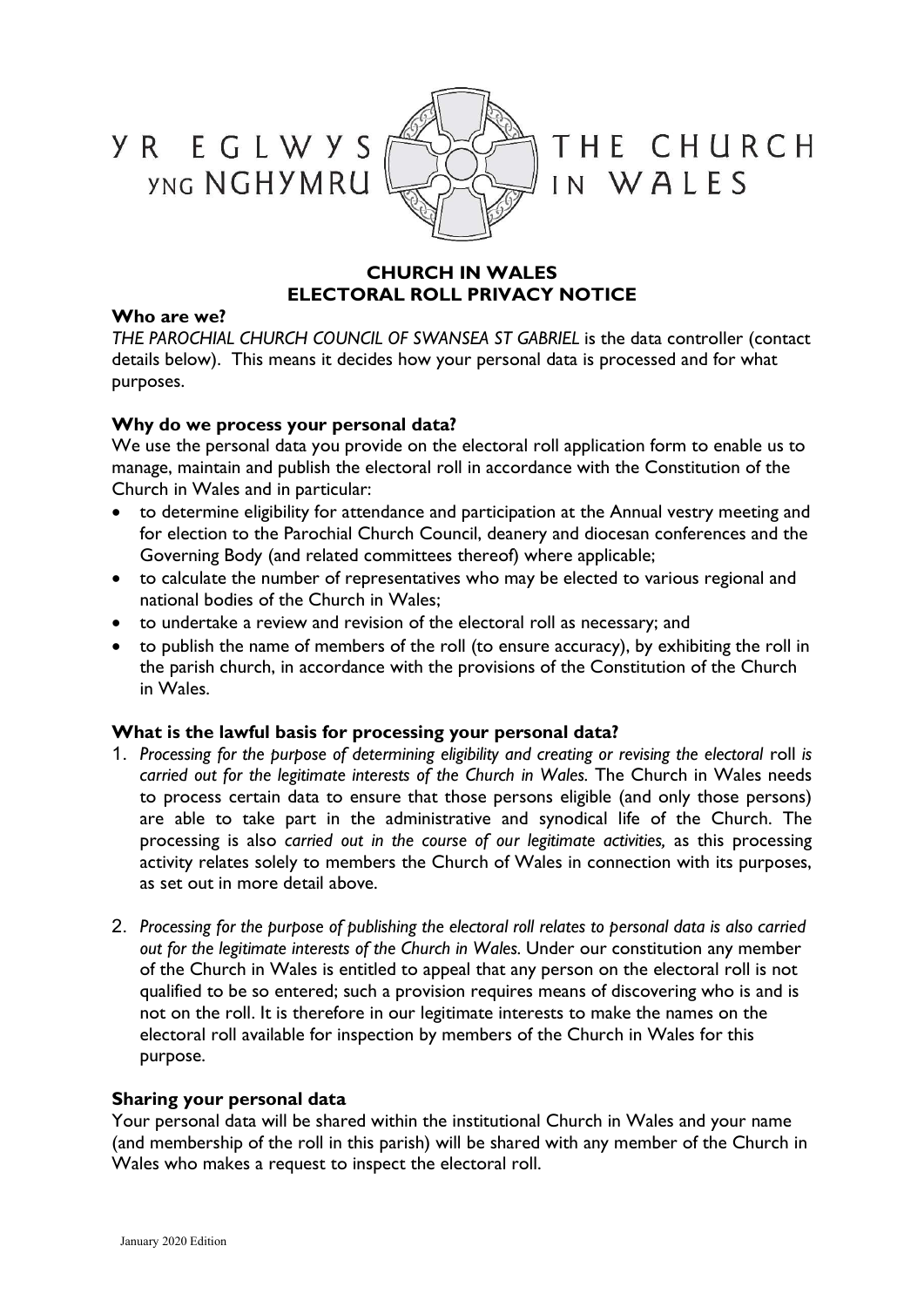YR EGLWYS YNG NGHYMRU THE CHURCH IN WALES

# CHURCH IN WALES
# ELECTORAL ROLL PRIVACY NOTICE

### Who are we?

*THE PAROCHIAL CHURCH COUNCIL OF SWANSEA ST GABRIEL* is the data controller (contact details below). This means it decides how your personal data is processed and for what purposes.

### Why do we process your personal data?

We use the personal data you provide on the electoral roll application form to enable us to manage, maintain and publish the electoral roll in accordance with the Constitution of the Church in Wales and in particular:

- to determine eligibility for attendance and participation at the Annual vestry meeting and for election to the Parochial Church Council, deanery and diocesan conferences and the Governing Body (and related committees thereof) where applicable;
- to calculate the number of representatives who may be elected to various regional and national bodies of the Church in Wales;
- to undertake a review and revision of the electoral roll as necessary; and
- to publish the name of members of the roll (to ensure accuracy), by exhibiting the roll in the parish church, in accordance with the provisions of the Constitution of the Church in Wales.

### What is the lawful basis for processing your personal data?

1. *Processing for the purpose of determining eligibility and creating or revising the electoral* roll *is carried out for the legitimate interests of the Church in Wales.* The Church in Wales needs to process certain data to ensure that those persons eligible (and only those persons) are able to take part in the administrative and synodical life of the Church. The processing is also *carried out in the course of our legitimate activities,* as this processing activity relates solely to members the Church of Wales in connection with its purposes, as set out in more detail above.

2. *Processing for the purpose of publishing the electoral roll relates to personal data is also carried out for the legitimate interests of the Church in Wales.* Under our constitution any member of the Church in Wales is entitled to appeal that any person on the electoral roll is not qualified to be so entered; such a provision requires means of discovering who is and is not on the roll. It is therefore in our legitimate interests to make the names on the electoral roll available for inspection by members of the Church in Wales for this purpose.

### Sharing your personal data

Your personal data will be shared within the institutional Church in Wales and your name (and membership of the roll in this parish) will be shared with any member of the Church in Wales who makes a request to inspect the electoral roll.

January 2020 Edition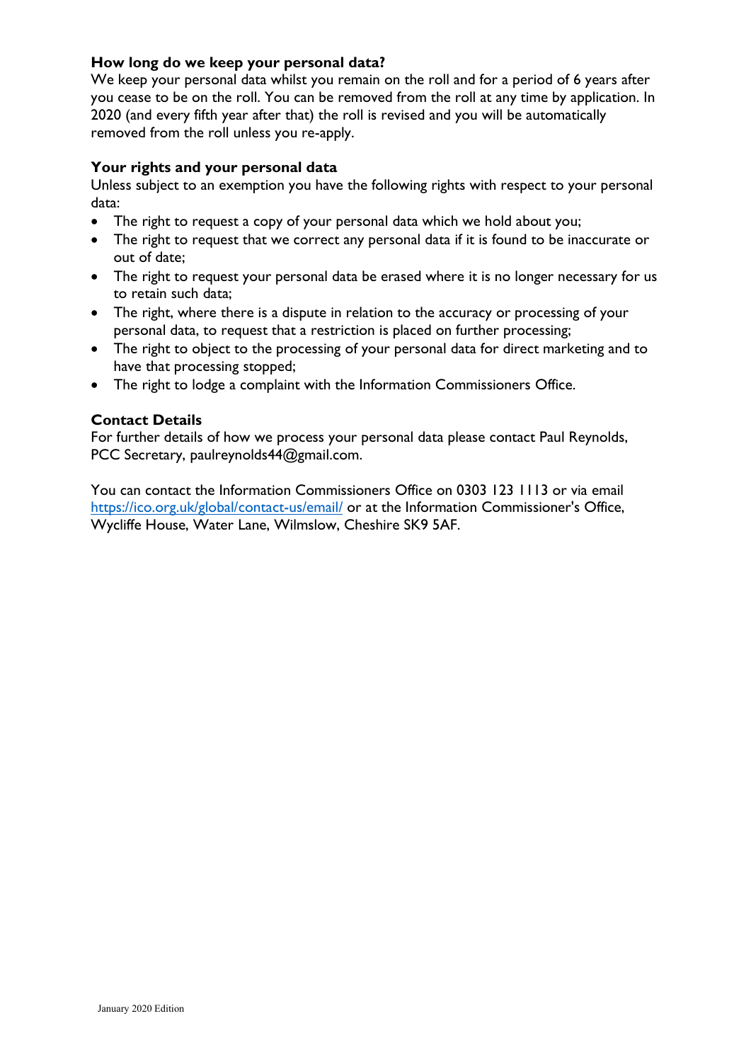**How long do we keep your personal data?**
We keep your personal data whilst you remain on the roll and for a period of 6 years after you cease to be on the roll. You can be removed from the roll at any time by application. In 2020 (and every fifth year after that) the roll is revised and you will be automatically removed from the roll unless you re-apply.

**Your rights and your personal data**
Unless subject to an exemption you have the following rights with respect to your personal data:

- The right to request a copy of your personal data which we hold about you;
- The right to request that we correct any personal data if it is found to be inaccurate or out of date;
- The right to request your personal data be erased where it is no longer necessary for us to retain such data;
- The right, where there is a dispute in relation to the accuracy or processing of your personal data, to request that a restriction is placed on further processing;
- The right to object to the processing of your personal data for direct marketing and to have that processing stopped;
- The right to lodge a complaint with the Information Commissioners Office.

**Contact Details**
For further details of how we process your personal data please contact Paul Reynolds, PCC Secretary, paulreynolds44@gmail.com.

You can contact the Information Commissioners Office on 0303 123 1113 or via email https://ico.org.uk/global/contact-us/email/ or at the Information Commissioner's Office, Wycliffe House, Water Lane, Wilmslow, Cheshire SK9 5AF.

January 2020 Edition